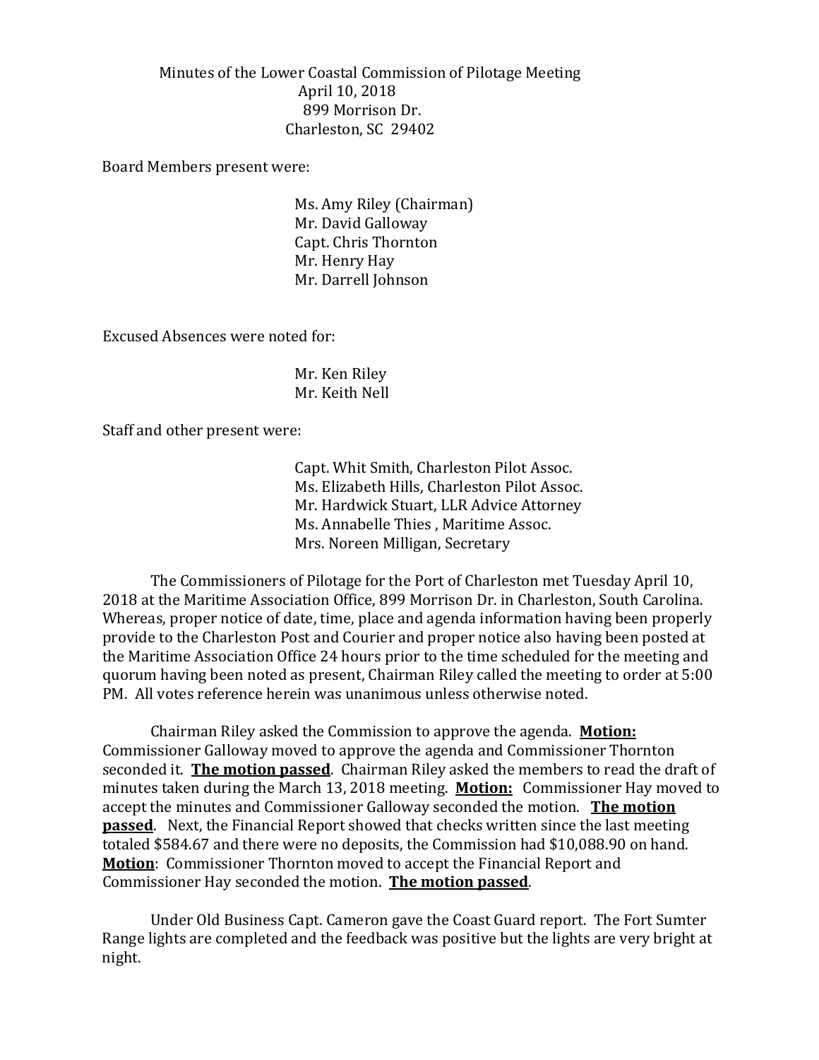Minutes of the Lower Coastal Commission of Pilotage Meeting
April 10, 2018
899 Morrison Dr.
Charleston, SC 29402

Board Members present were:

Ms. Amy Riley (Chairman)
Mr. David Galloway
Capt. Chris Thornton
Mr. Henry Hay
Mr. Darrell Johnson

Excused Absences were noted for:

Mr. Ken Riley
Mr. Keith Nell

Staff and other present were:

Capt. Whit Smith, Charleston Pilot Assoc.
Ms. Elizabeth Hills, Charleston Pilot Assoc.
Mr. Hardwick Stuart, LLR Advice Attorney
Ms. Annabelle Thies , Maritime Assoc.
Mrs. Noreen Milligan, Secretary

The Commissioners of Pilotage for the Port of Charleston met Tuesday April 10, 2018 at the Maritime Association Office, 899 Morrison Dr. in Charleston, South Carolina. Whereas, proper notice of date, time, place and agenda information having been properly provide to the Charleston Post and Courier and proper notice also having been posted at the Maritime Association Office 24 hours prior to the time scheduled for the meeting and quorum having been noted as present, Chairman Riley called the meeting to order at 5:00 PM. All votes reference herein was unanimous unless otherwise noted.

Chairman Riley asked the Commission to approve the agenda. **Motion:** Commissioner Galloway moved to approve the agenda and Commissioner Thornton seconded it. **The motion passed**. Chairman Riley asked the members to read the draft of minutes taken during the March 13, 2018 meeting. **Motion:** Commissioner Hay moved to accept the minutes and Commissioner Galloway seconded the motion. **The motion passed**. Next, the Financial Report showed that checks written since the last meeting totaled $584.67 and there were no deposits, the Commission had $10,088.90 on hand. **Motion**: Commissioner Thornton moved to accept the Financial Report and Commissioner Hay seconded the motion. **The motion passed**.

Under Old Business Capt. Cameron gave the Coast Guard report. The Fort Sumter Range lights are completed and the feedback was positive but the lights are very bright at night.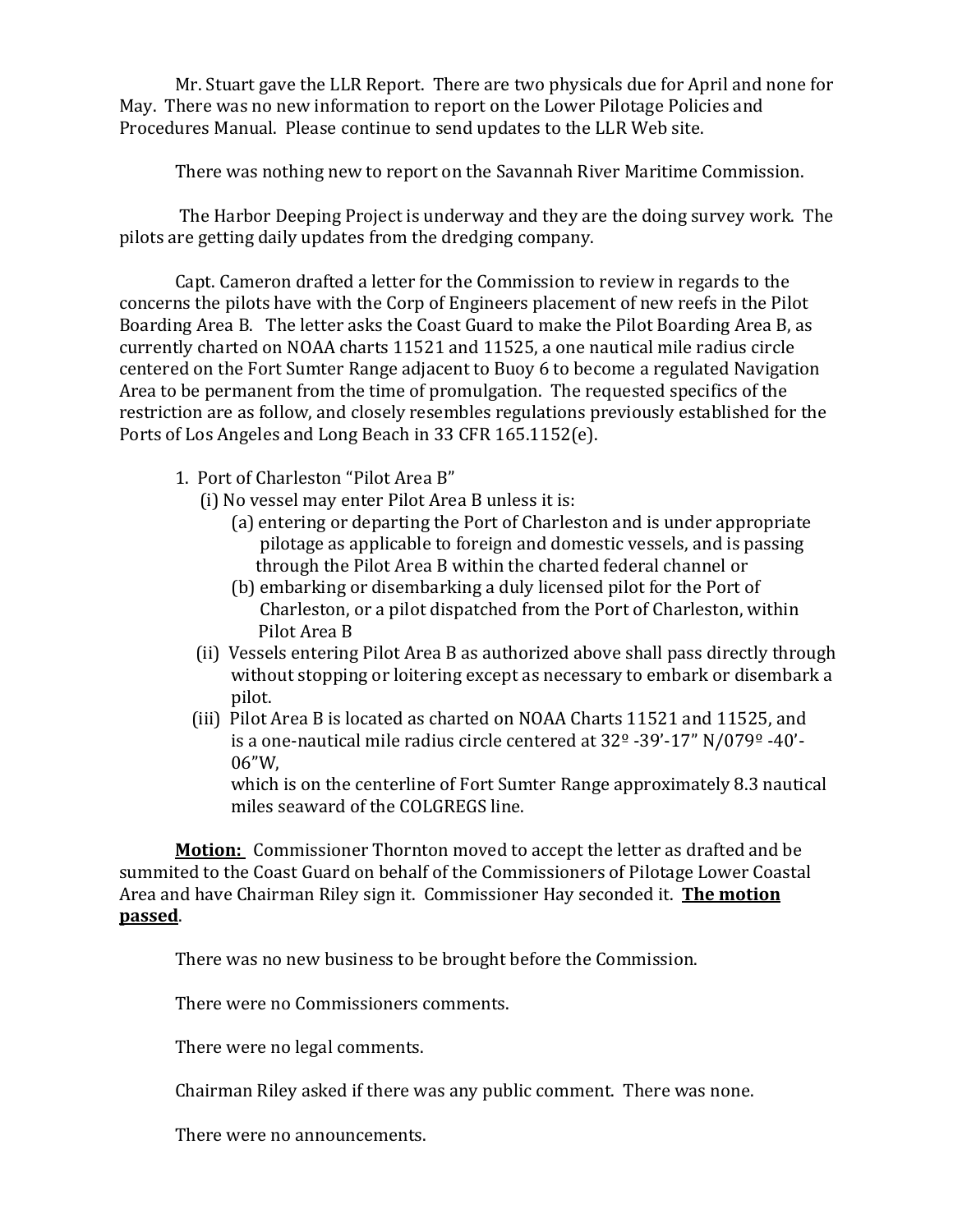Mr. Stuart gave the LLR Report. There are two physicals due for April and none for May. There was no new information to report on the Lower Pilotage Policies and Procedures Manual. Please continue to send updates to the LLR Web site.

There was nothing new to report on the Savannah River Maritime Commission.

The Harbor Deeping Project is underway and they are the doing survey work. The pilots are getting daily updates from the dredging company.

Capt. Cameron drafted a letter for the Commission to review in regards to the concerns the pilots have with the Corp of Engineers placement of new reefs in the Pilot Boarding Area B. The letter asks the Coast Guard to make the Pilot Boarding Area B, as currently charted on NOAA charts 11521 and 11525, a one nautical mile radius circle centered on the Fort Sumter Range adjacent to Buoy 6 to become a regulated Navigation Area to be permanent from the time of promulgation. The requested specifics of the restriction are as follow, and closely resembles regulations previously established for the Ports of Los Angeles and Long Beach in 33 CFR 165.1152(e).

1. Port of Charleston "Pilot Area B"
   - (i) No vessel may enter Pilot Area B unless it is:
     - (a) entering or departing the Port of Charleston and is under appropriate pilotage as applicable to foreign and domestic vessels, and is passing through the Pilot Area B within the charted federal channel or
     - (b) embarking or disembarking a duly licensed pilot for the Port of Charleston, or a pilot dispatched from the Port of Charleston, within Pilot Area B
   - (ii) Vessels entering Pilot Area B as authorized above shall pass directly through without stopping or loitering except as necessary to embark or disembark a pilot.
   - (iii) Pilot Area B is located as charted on NOAA Charts 11521 and 11525, and is a one-nautical mile radius circle centered at 32º -39'-17" N/079º -40'-06"W,

     which is on the centerline of Fort Sumter Range approximately 8.3 nautical miles seaward of the COLGREGS line.

**Motion:** Commissioner Thornton moved to accept the letter as drafted and be summited to the Coast Guard on behalf of the Commissioners of Pilotage Lower Coastal Area and have Chairman Riley sign it. Commissioner Hay seconded it. **The motion passed**.

There was no new business to be brought before the Commission.

There were no Commissioners comments.

There were no legal comments.

Chairman Riley asked if there was any public comment. There was none.

There were no announcements.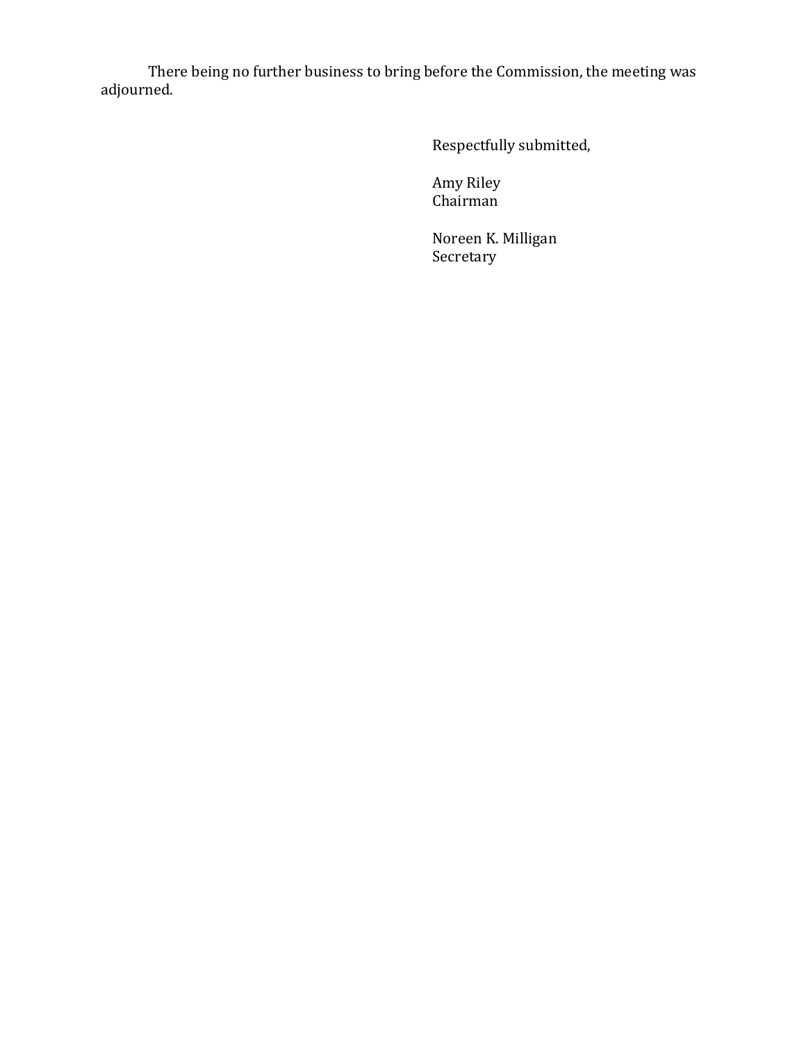There being no further business to bring before the Commission, the meeting was adjourned.

Respectfully submitted,

Amy Riley
Chairman

Noreen K. Milligan
Secretary